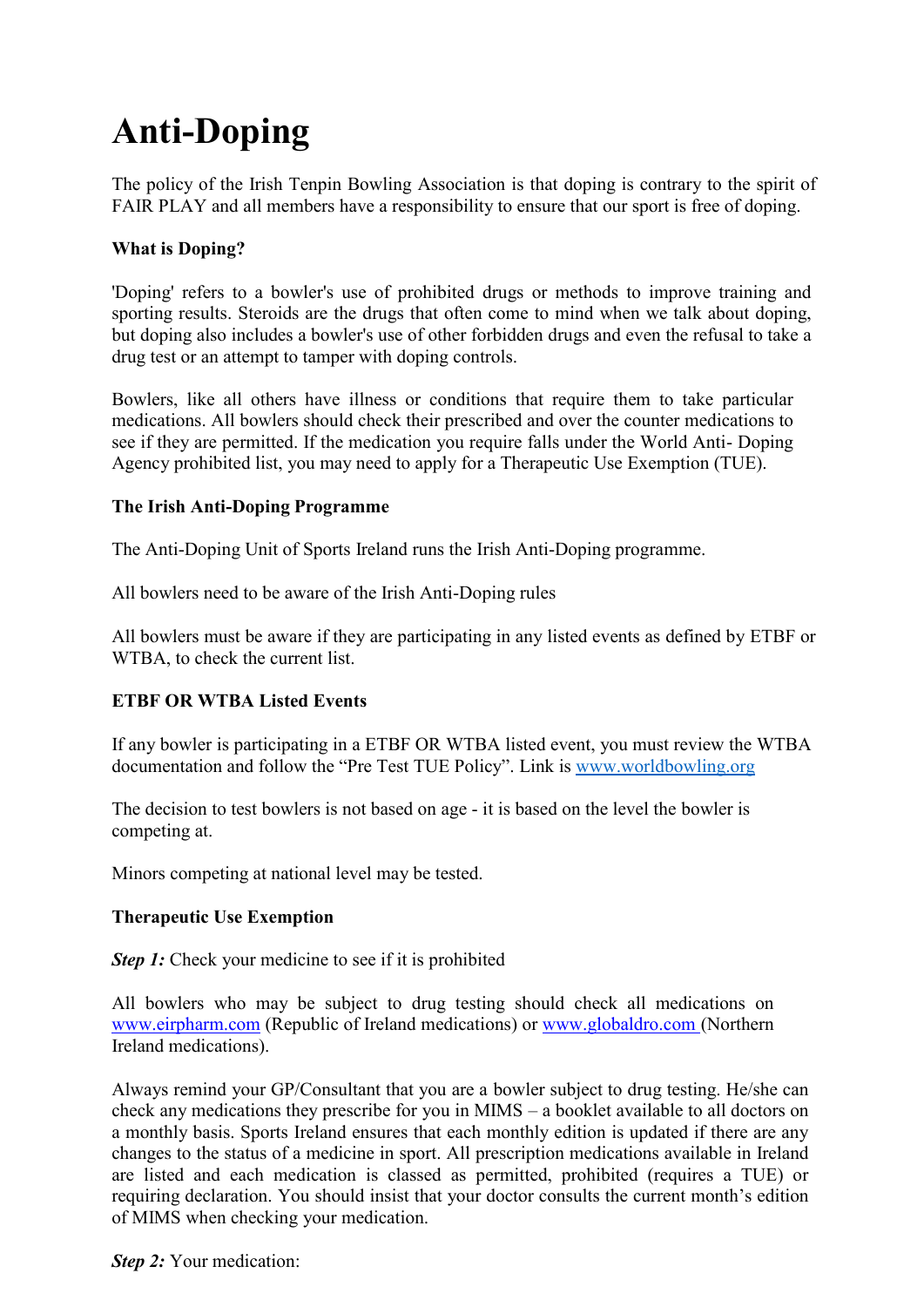# Anti-Doping

The policy of the Irish Tenpin Bowling Association is that doping is contrary to the spirit of FAIR PLAY and all members have a responsibility to ensure that our sport is free of doping.

**What is Doping?**

'Doping' refers to a bowler's use of prohibited drugs or methods to improve training and sporting results. Steroids are the drugs that often come to mind when we talk about doping, but doping also includes a bowler's use of other forbidden drugs and even the refusal to take a drug test or an attempt to tamper with doping controls.

Bowlers, like all others have illness or conditions that require them to take particular medications. All bowlers should check their prescribed and over the counter medications to see if they are permitted. If the medication you require falls under the World Anti- Doping Agency prohibited list, you may need to apply for a Therapeutic Use Exemption (TUE).

**The Irish Anti-Doping Programme**

The Anti-Doping Unit of Sports Ireland runs the Irish Anti-Doping programme.

All bowlers need to be aware of the Irish Anti-Doping rules

All bowlers must be aware if they are participating in any listed events as defined by ETBF or WTBA, to check the current list.

**ETBF OR WTBA Listed Events**

If any bowler is participating in a ETBF OR WTBA listed event, you must review the WTBA documentation and follow the "Pre Test TUE Policy". Link is www.worldbowling.org

The decision to test bowlers is not based on age - it is based on the level the bowler is competing at.

Minors competing at national level may be tested.

**Therapeutic Use Exemption**

***Step 1:*** Check your medicine to see if it is prohibited

All bowlers who may be subject to drug testing should check all medications on www.eirpharm.com (Republic of Ireland medications) or www.globaldro.com (Northern Ireland medications).

Always remind your GP/Consultant that you are a bowler subject to drug testing. He/she can check any medications they prescribe for you in MIMS – a booklet available to all doctors on a monthly basis. Sports Ireland ensures that each monthly edition is updated if there are any changes to the status of a medicine in sport. All prescription medications available in Ireland are listed and each medication is classed as permitted, prohibited (requires a TUE) or requiring declaration. You should insist that your doctor consults the current month's edition of MIMS when checking your medication.

***Step 2:*** Your medication: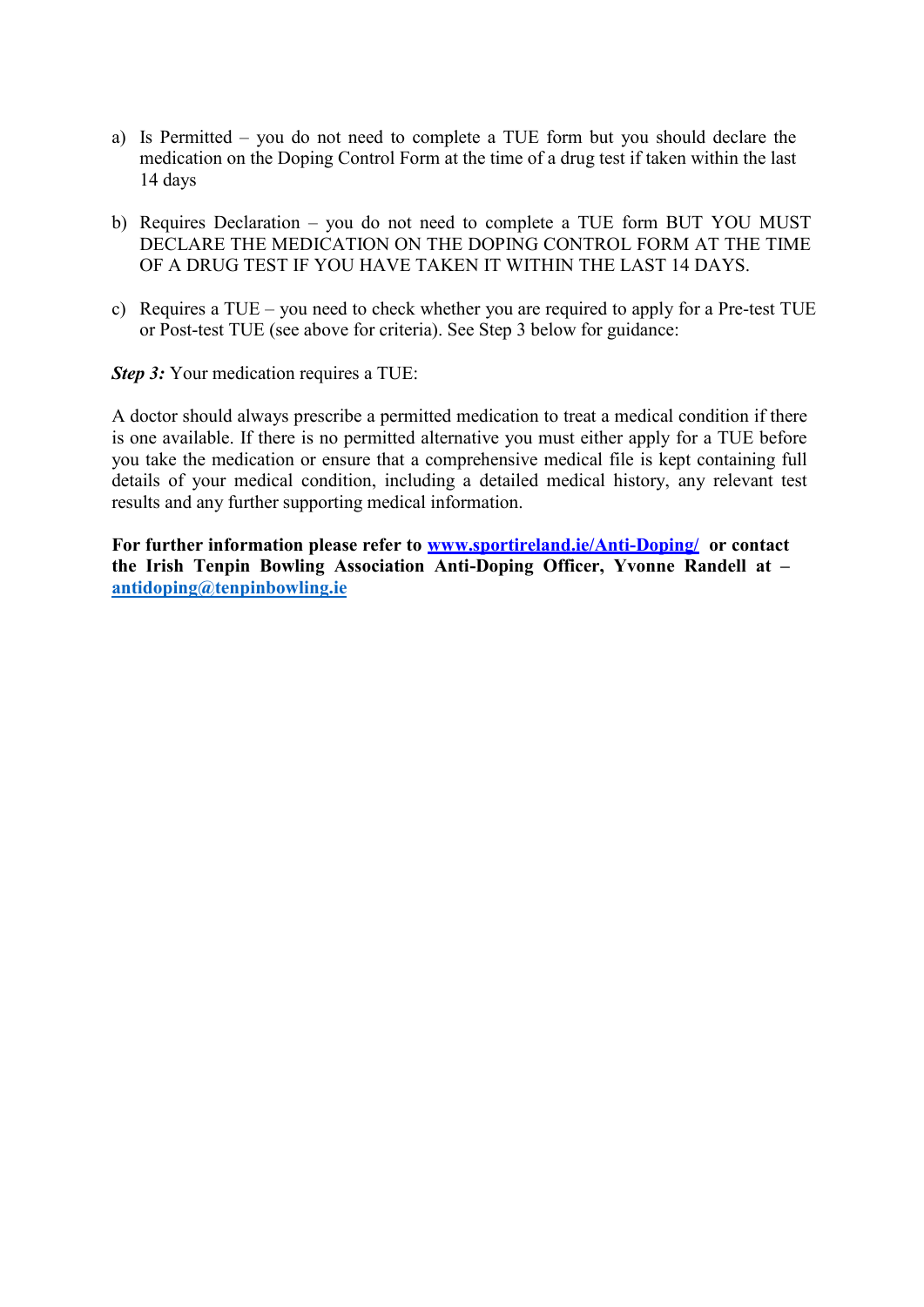a) Is Permitted – you do not need to complete a TUE form but you should declare the medication on the Doping Control Form at the time of a drug test if taken within the last 14 days

b) Requires Declaration – you do not need to complete a TUE form BUT YOU MUST DECLARE THE MEDICATION ON THE DOPING CONTROL FORM AT THE TIME OF A DRUG TEST IF YOU HAVE TAKEN IT WITHIN THE LAST 14 DAYS.

c) Requires a TUE – you need to check whether you are required to apply for a Pre-test TUE or Post-test TUE (see above for criteria). See Step 3 below for guidance:

***Step 3:*** Your medication requires a TUE:

A doctor should always prescribe a permitted medication to treat a medical condition if there is one available. If there is no permitted alternative you must either apply for a TUE before you take the medication or ensure that a comprehensive medical file is kept containing full details of your medical condition, including a detailed medical history, any relevant test results and any further supporting medical information.

**For further information please refer to [www.sportireland.ie/Anti-Doping/](http://www.sportireland.ie/Anti-Doping/) or contact the Irish Tenpin Bowling Association Anti-Doping Officer, Yvonne Randell at – [antidoping@tenpinbowling.ie](mailto:antidoping@tenpinbowling.ie)**